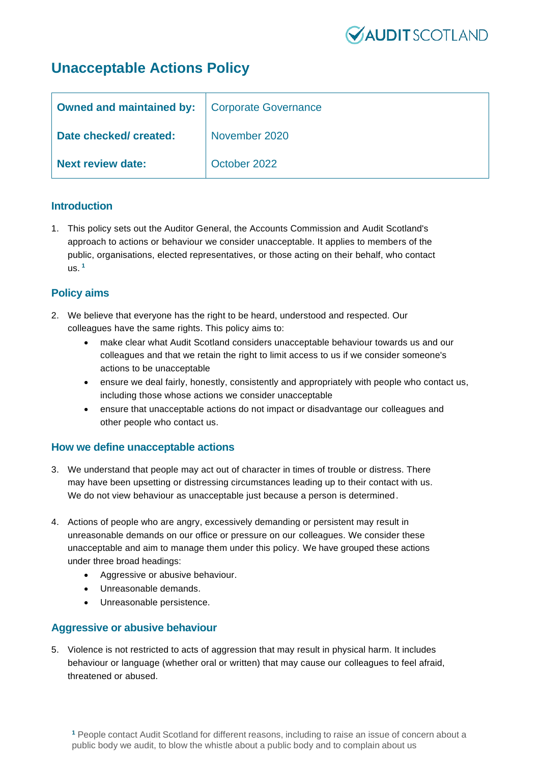# Unacceptable Actions Policy

| Owned and maintained by: | Corporate Governance |
|---|---|
| Date checked/ created: | November 2020 |
| Next review date: | October 2022 |

## Introduction

1. This policy sets out the Auditor General, the Accounts Commission and Audit Scotland's approach to actions or behaviour we consider unacceptable. It applies to members of the public, organisations, elected representatives, or those acting on their behalf, who contact us. [1]

## Policy aims

2. We believe that everyone has the right to be heard, understood and respected. Our colleagues have the same rights. This policy aims to:
   - make clear what Audit Scotland considers unacceptable behaviour towards us and our colleagues and that we retain the right to limit access to us if we consider someone's actions to be unacceptable
   - ensure we deal fairly, honestly, consistently and appropriately with people who contact us, including those whose actions we consider unacceptable
   - ensure that unacceptable actions do not impact or disadvantage our colleagues and other people who contact us.

## How we define unacceptable actions

3. We understand that people may act out of character in times of trouble or distress. There may have been upsetting or distressing circumstances leading up to their contact with us. We do not view behaviour as unacceptable just because a person is determined.

4. Actions of people who are angry, excessively demanding or persistent may result in unreasonable demands on our office or pressure on our colleagues. We consider these unacceptable and aim to manage them under this policy. We have grouped these actions under three broad headings:
   - Aggressive or abusive behaviour.
   - Unreasonable demands.
   - Unreasonable persistence.

## Aggressive or abusive behaviour

5. Violence is not restricted to acts of aggression that may result in physical harm. It includes behaviour or language (whether oral or written) that may cause our colleagues to feel afraid, threatened or abused.

[1] People contact Audit Scotland for different reasons, including to raise an issue of concern about a public body we audit, to blow the whistle about a public body and to complain about us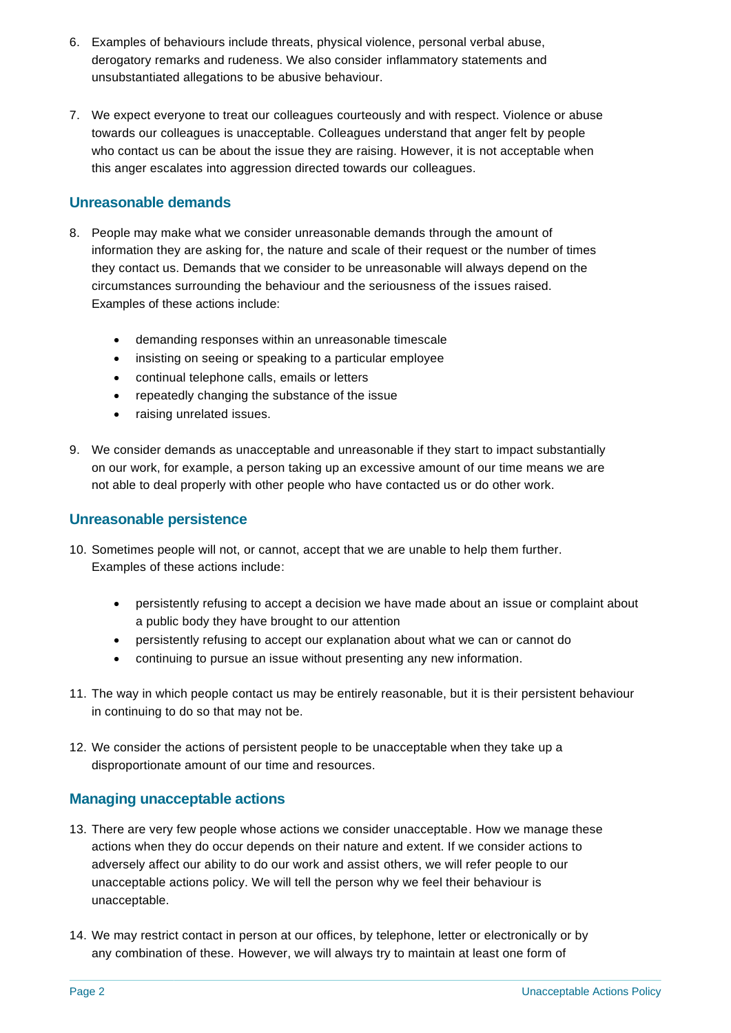6. Examples of behaviours include threats, physical violence, personal verbal abuse, derogatory remarks and rudeness. We also consider inflammatory statements and unsubstantiated allegations to be abusive behaviour.

7. We expect everyone to treat our colleagues courteously and with respect. Violence or abuse towards our colleagues is unacceptable. Colleagues understand that anger felt by people who contact us can be about the issue they are raising. However, it is not acceptable when this anger escalates into aggression directed towards our colleagues.

## Unreasonable demands

8. People may make what we consider unreasonable demands through the amount of information they are asking for, the nature and scale of their request or the number of times they contact us. Demands that we consider to be unreasonable will always depend on the circumstances surrounding the behaviour and the seriousness of the issues raised. Examples of these actions include:

    - demanding responses within an unreasonable timescale
    - insisting on seeing or speaking to a particular employee
    - continual telephone calls, emails or letters
    - repeatedly changing the substance of the issue
    - raising unrelated issues.

9. We consider demands as unacceptable and unreasonable if they start to impact substantially on our work, for example, a person taking up an excessive amount of our time means we are not able to deal properly with other people who have contacted us or do other work.

## Unreasonable persistence

10. Sometimes people will not, or cannot, accept that we are unable to help them further. Examples of these actions include:

    - persistently refusing to accept a decision we have made about an issue or complaint about a public body they have brought to our attention
    - persistently refusing to accept our explanation about what we can or cannot do
    - continuing to pursue an issue without presenting any new information.

11. The way in which people contact us may be entirely reasonable, but it is their persistent behaviour in continuing to do so that may not be.

12. We consider the actions of persistent people to be unacceptable when they take up a disproportionate amount of our time and resources.

## Managing unacceptable actions

13. There are very few people whose actions we consider unacceptable. How we manage these actions when they do occur depends on their nature and extent. If we consider actions to adversely affect our ability to do our work and assist others, we will refer people to our unacceptable actions policy. We will tell the person why we feel their behaviour is unacceptable.

14. We may restrict contact in person at our offices, by telephone, letter or electronically or by any combination of these. However, we will always try to maintain at least one form of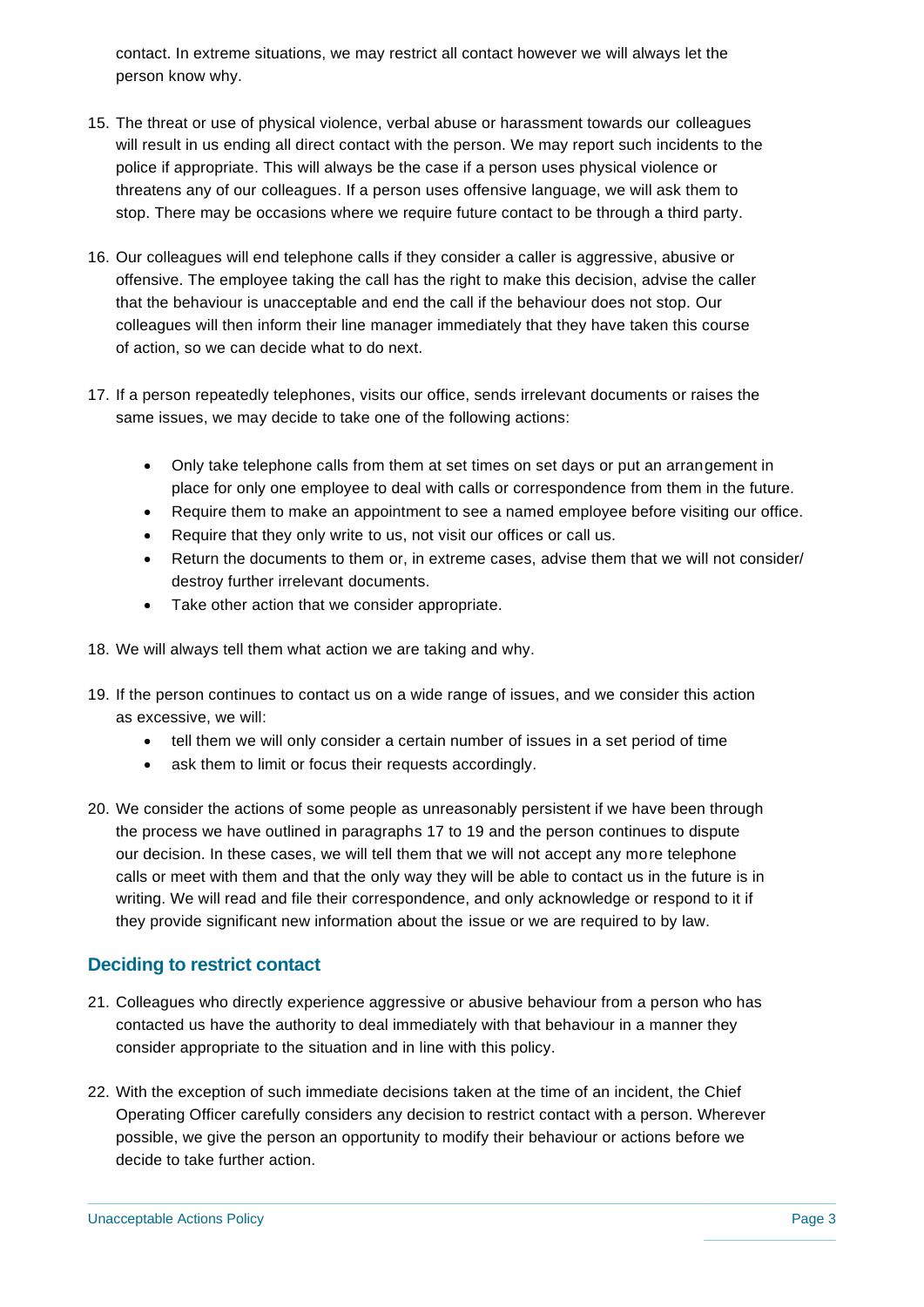contact. In extreme situations, we may restrict all contact however we will always let the person know why.

15. The threat or use of physical violence, verbal abuse or harassment towards our colleagues will result in us ending all direct contact with the person. We may report such incidents to the police if appropriate. This will always be the case if a person uses physical violence or threatens any of our colleagues. If a person uses offensive language, we will ask them to stop. There may be occasions where we require future contact to be through a third party.

16. Our colleagues will end telephone calls if they consider a caller is aggressive, abusive or offensive. The employee taking the call has the right to make this decision, advise the caller that the behaviour is unacceptable and end the call if the behaviour does not stop. Our colleagues will then inform their line manager immediately that they have taken this course of action, so we can decide what to do next.

17. If a person repeatedly telephones, visits our office, sends irrelevant documents or raises the same issues, we may decide to take one of the following actions:

    - Only take telephone calls from them at set times on set days or put an arrangement in place for only one employee to deal with calls or correspondence from them in the future.
    - Require them to make an appointment to see a named employee before visiting our office.
    - Require that they only write to us, not visit our offices or call us.
    - Return the documents to them or, in extreme cases, advise them that we will not consider/ destroy further irrelevant documents.
    - Take other action that we consider appropriate.

18. We will always tell them what action we are taking and why.

19. If the person continues to contact us on a wide range of issues, and we consider this action as excessive, we will:
    - tell them we will only consider a certain number of issues in a set period of time
    - ask them to limit or focus their requests accordingly.

20. We consider the actions of some people as unreasonably persistent if we have been through the process we have outlined in paragraphs 17 to 19 and the person continues to dispute our decision. In these cases, we will tell them that we will not accept any more telephone calls or meet with them and that the only way they will be able to contact us in the future is in writing. We will read and file their correspondence, and only acknowledge or respond to it if they provide significant new information about the issue or we are required to by law.

## Deciding to restrict contact

21. Colleagues who directly experience aggressive or abusive behaviour from a person who has contacted us have the authority to deal immediately with that behaviour in a manner they consider appropriate to the situation and in line with this policy.

22. With the exception of such immediate decisions taken at the time of an incident, the Chief Operating Officer carefully considers any decision to restrict contact with a person. Wherever possible, we give the person an opportunity to modify their behaviour or actions before we decide to take further action.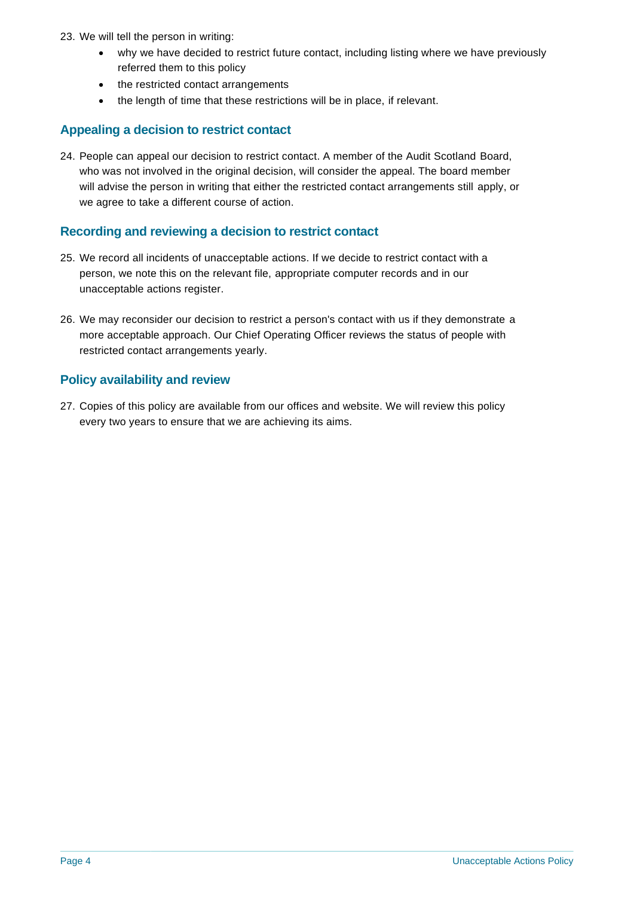23. We will tell the person in writing:
    - why we have decided to restrict future contact, including listing where we have previously referred them to this policy
    - the restricted contact arrangements
    - the length of time that these restrictions will be in place, if relevant.

## Appealing a decision to restrict contact

24. People can appeal our decision to restrict contact. A member of the Audit Scotland Board, who was not involved in the original decision, will consider the appeal. The board member will advise the person in writing that either the restricted contact arrangements still apply, or we agree to take a different course of action.

## Recording and reviewing a decision to restrict contact

25. We record all incidents of unacceptable actions. If we decide to restrict contact with a person, we note this on the relevant file, appropriate computer records and in our unacceptable actions register.

26. We may reconsider our decision to restrict a person's contact with us if they demonstrate a more acceptable approach. Our Chief Operating Officer reviews the status of people with restricted contact arrangements yearly.

## Policy availability and review

27. Copies of this policy are available from our offices and website. We will review this policy every two years to ensure that we are achieving its aims.